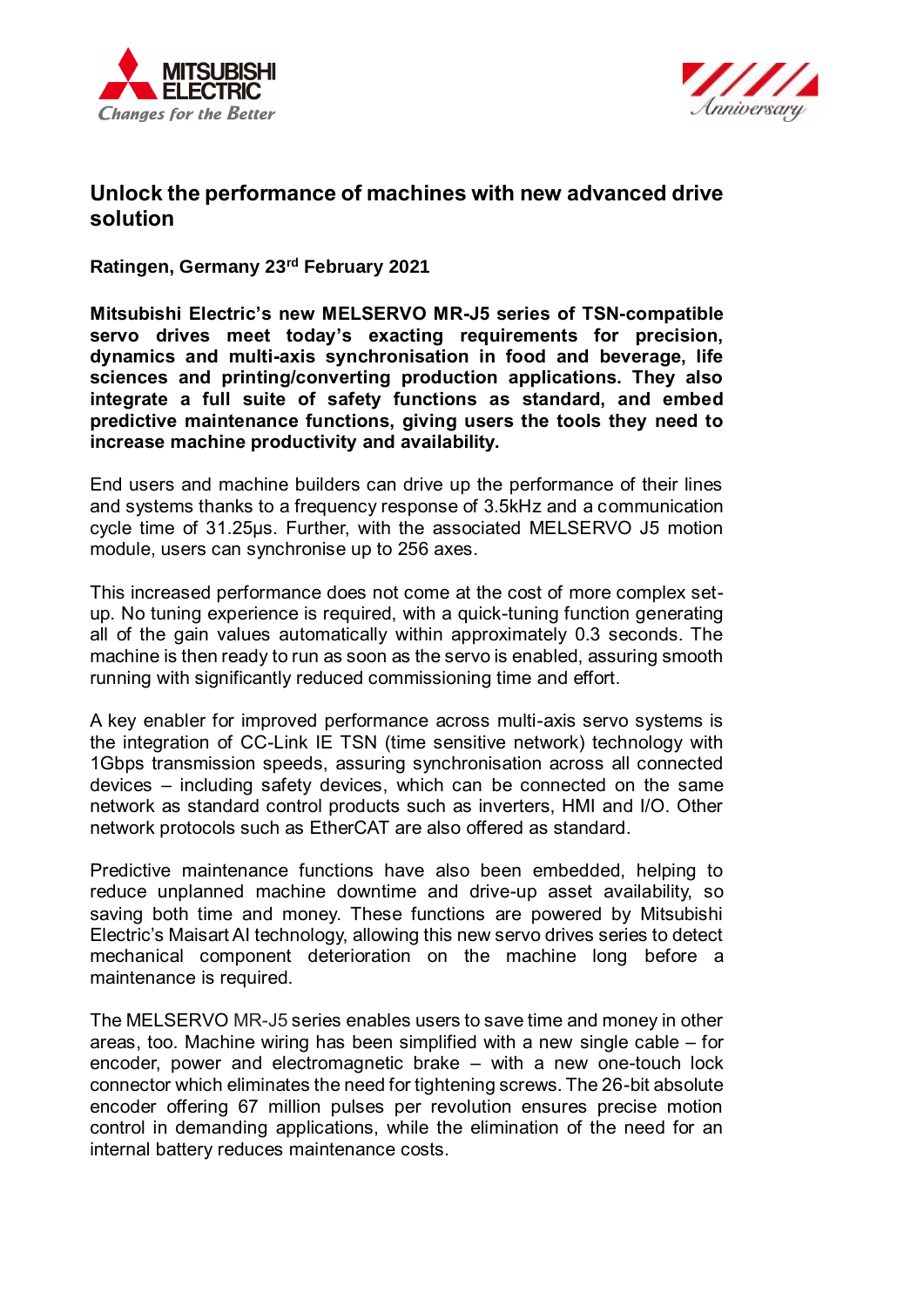# Unlock the performance of machines with new advanced drive solution

**Ratingen, Germany 23rd February 2021**

**Mitsubishi Electric's new MELSERVO MR-J5 series of TSN-compatible servo drives meet today's exacting requirements for precision, dynamics and multi-axis synchronisation in food and beverage, life sciences and printing/converting production applications. They also integrate a full suite of safety functions as standard, and embed predictive maintenance functions, giving users the tools they need to increase machine productivity and availability.**

End users and machine builders can drive up the performance of their lines and systems thanks to a frequency response of 3.5kHz and a communication cycle time of 31.25µs. Further, with the associated MELSERVO J5 motion module, users can synchronise up to 256 axes.

This increased performance does not come at the cost of more complex set-up. No tuning experience is required, with a quick-tuning function generating all of the gain values automatically within approximately 0.3 seconds. The machine is then ready to run as soon as the servo is enabled, assuring smooth running with significantly reduced commissioning time and effort.

A key enabler for improved performance across multi-axis servo systems is the integration of CC-Link IE TSN (time sensitive network) technology with 1Gbps transmission speeds, assuring synchronisation across all connected devices – including safety devices, which can be connected on the same network as standard control products such as inverters, HMI and I/O. Other network protocols such as EtherCAT are also offered as standard.

Predictive maintenance functions have also been embedded, helping to reduce unplanned machine downtime and drive-up asset availability, so saving both time and money. These functions are powered by Mitsubishi Electric's Maisart AI technology, allowing this new servo drives series to detect mechanical component deterioration on the machine long before a maintenance is required.

The MELSERVO MR-J5 series enables users to save time and money in other areas, too. Machine wiring has been simplified with a new single cable – for encoder, power and electromagnetic brake – with a new one-touch lock connector which eliminates the need for tightening screws. The 26-bit absolute encoder offering 67 million pulses per revolution ensures precise motion control in demanding applications, while the elimination of the need for an internal battery reduces maintenance costs.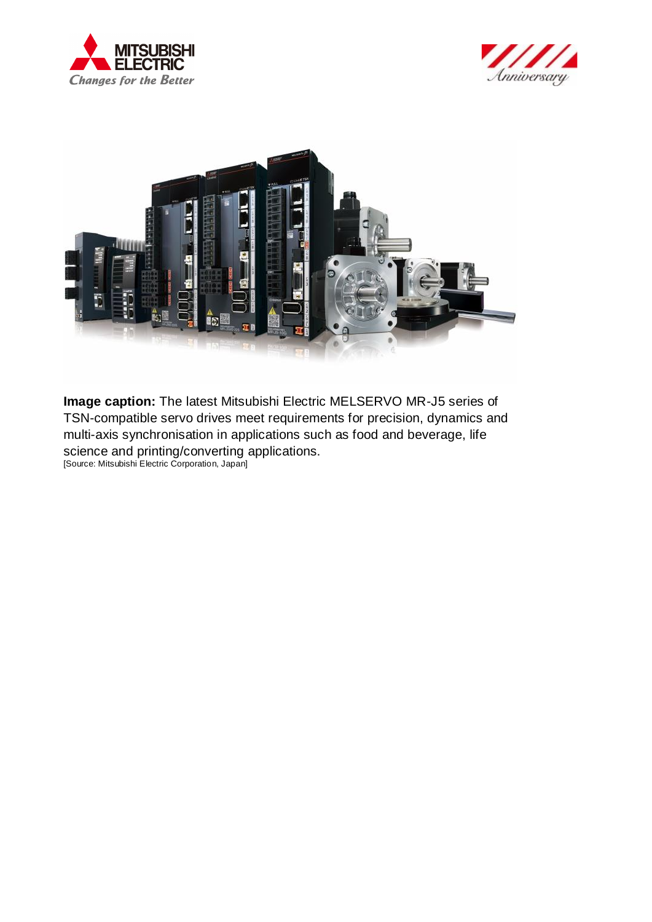**Image caption:** The latest Mitsubishi Electric MELSERVO MR-J5 series of TSN-compatible servo drives meet requirements for precision, dynamics and multi-axis synchronisation in applications such as food and beverage, life science and printing/converting applications.
[Source: Mitsubishi Electric Corporation, Japan]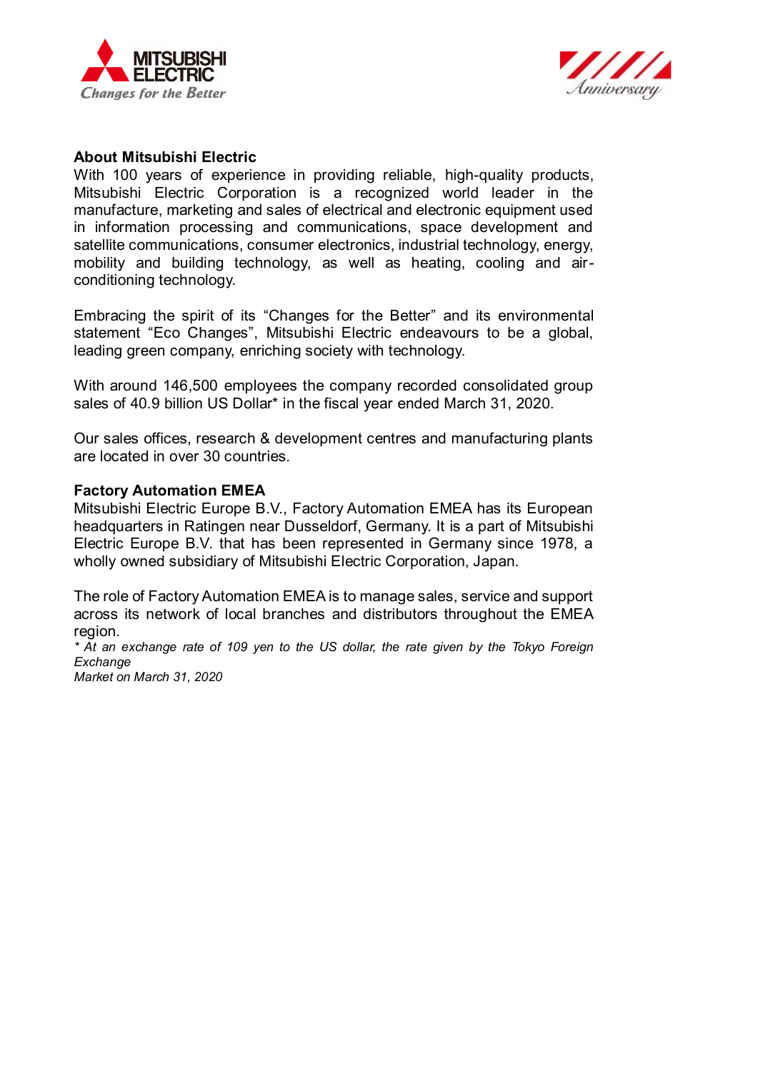**About Mitsubishi Electric**

With 100 years of experience in providing reliable, high-quality products, Mitsubishi Electric Corporation is a recognized world leader in the manufacture, marketing and sales of electrical and electronic equipment used in information processing and communications, space development and satellite communications, consumer electronics, industrial technology, energy, mobility and building technology, as well as heating, cooling and air-conditioning technology.

Embracing the spirit of its "Changes for the Better" and its environmental statement "Eco Changes", Mitsubishi Electric endeavours to be a global, leading green company, enriching society with technology.

With around 146,500 employees the company recorded consolidated group sales of 40.9 billion US Dollar* in the fiscal year ended March 31, 2020.

Our sales offices, research & development centres and manufacturing plants are located in over 30 countries.

**Factory Automation EMEA**

Mitsubishi Electric Europe B.V., Factory Automation EMEA has its European headquarters in Ratingen near Dusseldorf, Germany. It is a part of Mitsubishi Electric Europe B.V. that has been represented in Germany since 1978, a wholly owned subsidiary of Mitsubishi Electric Corporation, Japan.

The role of Factory Automation EMEA is to manage sales, service and support across its network of local branches and distributors throughout the EMEA region.

*\* At an exchange rate of 109 yen to the US dollar, the rate given by the Tokyo Foreign Exchange Market on March 31, 2020*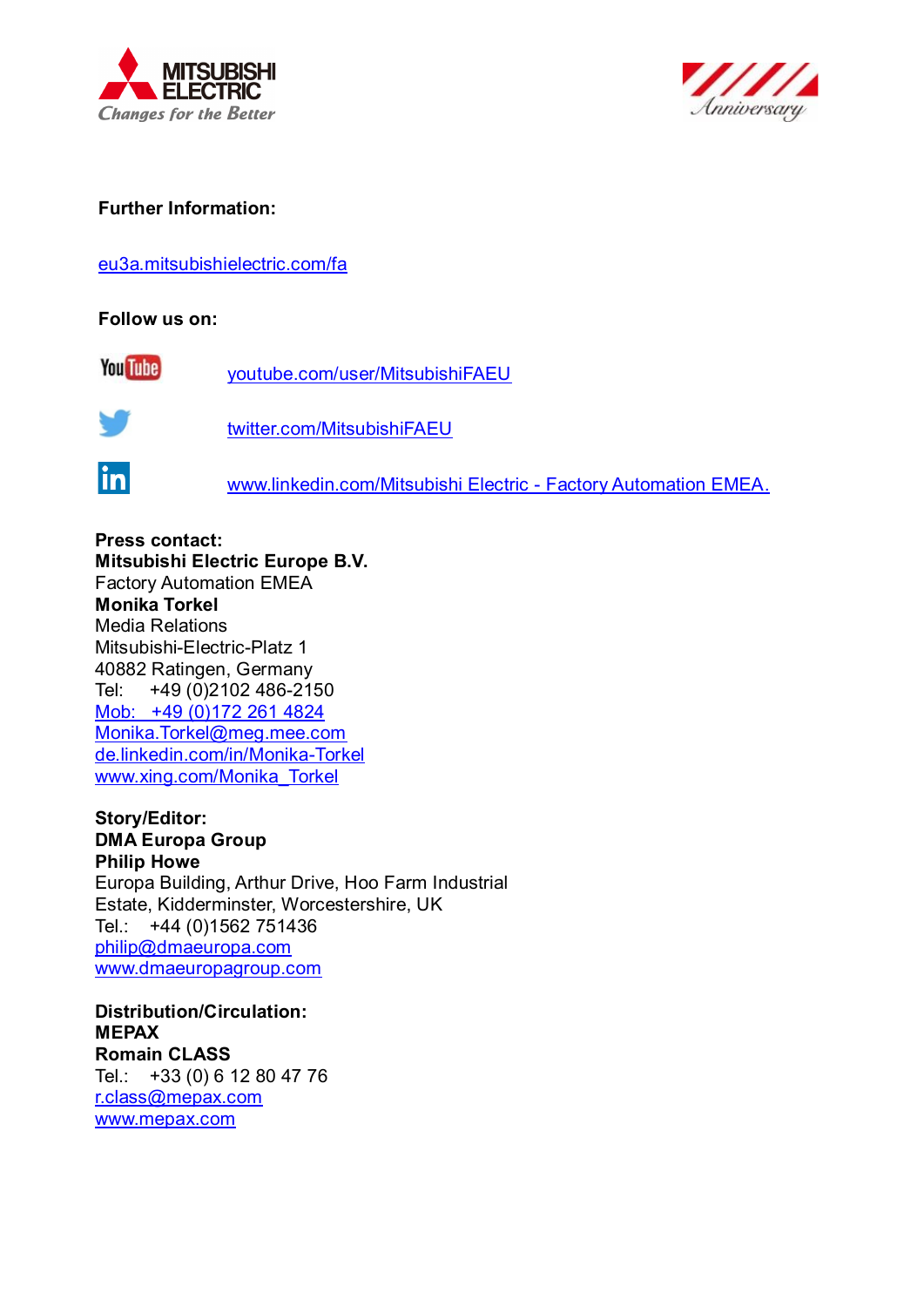**Further Information:**

eu3a.mitsubishielectric.com/fa

**Follow us on:**

youtube.com/user/MitsubishiFAEU

twitter.com/MitsubishiFAEU

www.linkedin.com/Mitsubishi Electric - Factory Automation EMEA.

**Press contact:**
**Mitsubishi Electric Europe B.V.**
Factory Automation EMEA
**Monika Torkel**
Media Relations
Mitsubishi-Electric-Platz 1
40882 Ratingen, Germany
Tel: +49 (0)2102 486-2150
Mob: +49 (0)172 261 4824
Monika.Torkel@meg.mee.com
de.linkedin.com/in/Monika-Torkel
www.xing.com/Monika_Torkel

**Story/Editor:**
**DMA Europa Group**
**Philip Howe**
Europa Building, Arthur Drive, Hoo Farm Industrial Estate, Kidderminster, Worcestershire, UK
Tel.: +44 (0)1562 751436
philip@dmaeuropa.com
www.dmaeuropagroup.com

**Distribution/Circulation:**
**MEPAX**
**Romain CLASS**
Tel.: +33 (0) 6 12 80 47 76
r.class@mepax.com
www.mepax.com